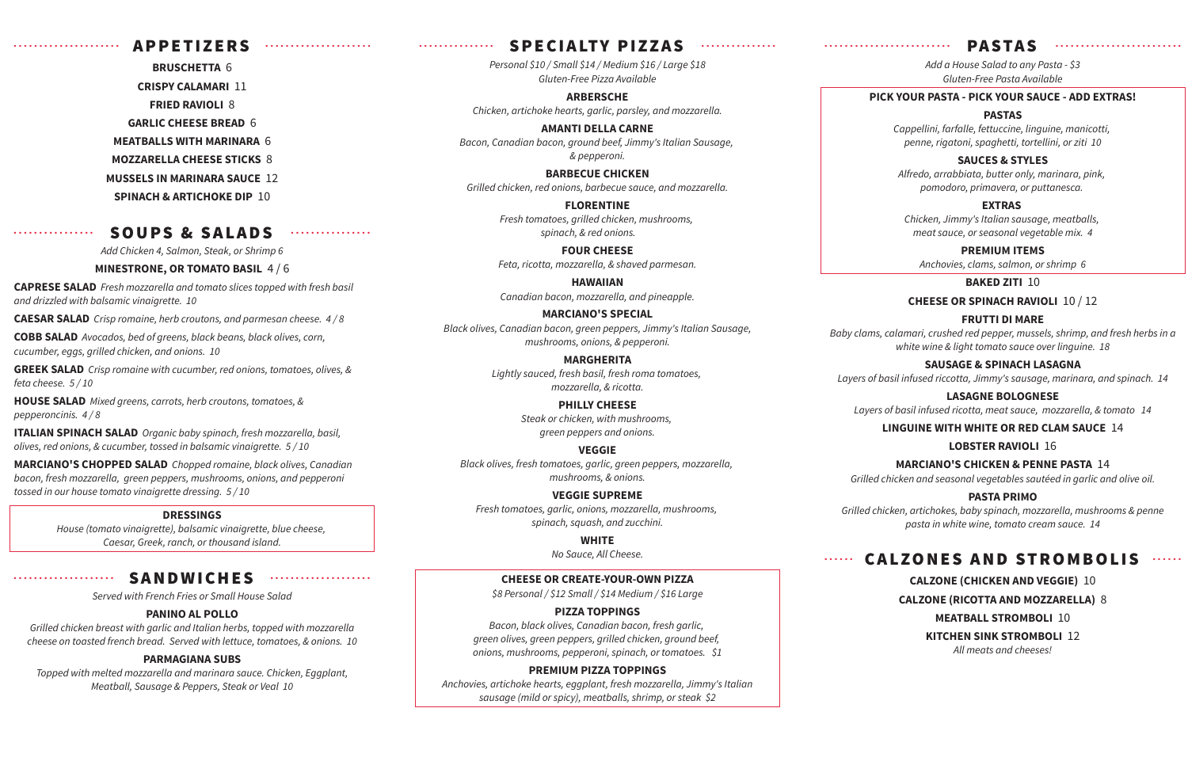## APPETIZERS

**BRUSCHETTA** 6

**CRISPY CALAMARI** 11

**FRIED RAVIOLI** 8

**GARLIC CHEESE BREAD** 6

**MEATBALLS WITH MARINARA** 6

**MOZZARELLA CHEESE STICKS** 8

**MUSSELS IN MARINARA SAUCE** 12

**SPINACH & ARTICHOKE DIP** 10

## SOUPS & SALADS

*Add Chicken 4, Salmon, Steak, or Shrimp 6*

**MINESTRONE, OR TOMATO BASIL** 4 / 6

**CAPRESE SALAD** *Fresh mozzarella and tomato slices topped with fresh basil and drizzled with balsamic vinaigrette. 10*

**CAESAR SALAD** *Crisp romaine, herb croutons, and parmesan cheese. 4 / 8*

**COBB SALAD** *Avocados, bed of greens, black beans, black olives, corn, cucumber, eggs, grilled chicken, and onions. 10*

**GREEK SALAD** *Crisp romaine with cucumber, red onions, tomatoes, olives, & feta cheese. 5 / 10*

**HOUSE SALAD** *Mixed greens, carrots, herb croutons, tomatoes, & pepperoncinis. 4 / 8*

**ITALIAN SPINACH SALAD** *Organic baby spinach, fresh mozzarella, basil, olives, red onions, & cucumber, tossed in balsamic vinaigrette. 5 / 10*

**MARCIANO'S CHOPPED SALAD** *Chopped romaine, black olives, Canadian bacon, fresh mozzarella, green peppers, mushrooms, onions, and pepperoni tossed in our house tomato vinaigrette dressing. 5 / 10*

**DRESSINGS**

*House (tomato vinaigrette), balsamic vinaigrette, blue cheese, Caesar, Greek, ranch, or thousand island.*

## SANDWICHES

*Served with French Fries or Small House Salad*

**PANINO AL POLLO**

*Grilled chicken breast with garlic and Italian herbs, topped with mozzarella cheese on toasted french bread. Served with lettuce, tomatoes, & onions. 10*

**PARMAGIANA SUBS**

*Topped with melted mozzarella and marinara sauce. Chicken, Eggplant, Meatball, Sausage & Peppers, Steak or Veal 10*

## SPECIALTY PIZZAS

*Personal $10 / Small $14 / Medium $16 / Large $18*
*Gluten-Free Pizza Available*

**ARBERSCHE**
*Chicken, artichoke hearts, garlic, parsley, and mozzarella.*

**AMANTI DELLA CARNE**
*Bacon, Canadian bacon, ground beef, Jimmy's Italian Sausage, & pepperoni.*

**BARBECUE CHICKEN**
*Grilled chicken, red onions, barbecue sauce, and mozzarella.*

**FLORENTINE**
*Fresh tomatoes, grilled chicken, mushrooms, spinach, & red onions.*

**FOUR CHEESE**
*Feta, ricotta, mozzarella, & shaved parmesan.*

**HAWAIIAN**
*Canadian bacon, mozzarella, and pineapple.*

**MARCIANO'S SPECIAL**
*Black olives, Canadian bacon, green peppers, Jimmy's Italian Sausage, mushrooms, onions, & pepperoni.*

**MARGHERITA**
*Lightly sauced, fresh basil, fresh roma tomatoes, mozzarella, & ricotta.*

**PHILLY CHEESE**
*Steak or chicken, with mushrooms, green peppers and onions.*

**VEGGIE**
*Black olives, fresh tomatoes, garlic, green peppers, mozzarella, mushrooms, & onions.*

**VEGGIE SUPREME**
*Fresh tomatoes, garlic, onions, mozzarella, mushrooms, spinach, squash, and zucchini.*

**WHITE**
*No Sauce, All Cheese.*

**CHEESE OR CREATE-YOUR-OWN PIZZA**
*$8 Personal / $12 Small / $14 Medium / $16 Large*

**PIZZA TOPPINGS**
*Bacon, black olives, Canadian bacon, fresh garlic, green olives, green peppers, grilled chicken, ground beef, onions, mushrooms, pepperoni, spinach, or tomatoes. $1*

**PREMIUM PIZZA TOPPINGS**
*Anchovies, artichoke hearts, eggplant, fresh mozzarella, Jimmy's Italian sausage (mild or spicy), meatballs, shrimp, or steak $2*

## PASTAS

*Add a House Salad to any Pasta - $3*
*Gluten-Free Pasta Available*

**PICK YOUR PASTA - PICK YOUR SAUCE - ADD EXTRAS!**

**PASTAS**
*Cappellini, farfalle, fettuccine, linguine, manicotti, penne, rigatoni, spaghetti, tortellini, or ziti 10*

**SAUCES & STYLES**
*Alfredo, arrabbiata, butter only, marinara, pink, pomodoro, primavera, or puttanesca.*

**EXTRAS**
*Chicken, Jimmy's Italian sausage, meatballs, meat sauce, or seasonal vegetable mix. 4*

**PREMIUM ITEMS**
*Anchovies, clams, salmon, or shrimp 6*

**BAKED ZITI** 10

**CHEESE OR SPINACH RAVIOLI** 10 / 12

**FRUTTI DI MARE**
*Baby clams, calamari, crushed red pepper, mussels, shrimp, and fresh herbs in a white wine & light tomato sauce over linguine. 18*

**SAUSAGE & SPINACH LASAGNA**
*Layers of basil infused riccotta, Jimmy's sausage, marinara, and spinach. 14*

**LASAGNE BOLOGNESE**
*Layers of basil infused ricotta, meat sauce, mozzarella, & tomato 14*

**LINGUINE WITH WHITE OR RED CLAM SAUCE** 14

**LOBSTER RAVIOLI** 16

**MARCIANO'S CHICKEN & PENNE PASTA** 14
*Grilled chicken and seasonal vegetables sautéed in garlic and olive oil.*

**PASTA PRIMO**
*Grilled chicken, artichokes, baby spinach, mozzarella, mushrooms & penne pasta in white wine, tomato cream sauce. 14*

## CALZONES AND STROMBOLIS

**CALZONE (CHICKEN AND VEGGIE)** 10

**CALZONE (RICOTTA AND MOZZARELLA)** 8

**MEATBALL STROMBOLI** 10

**KITCHEN SINK STROMBOLI** 12
*All meats and cheeses!*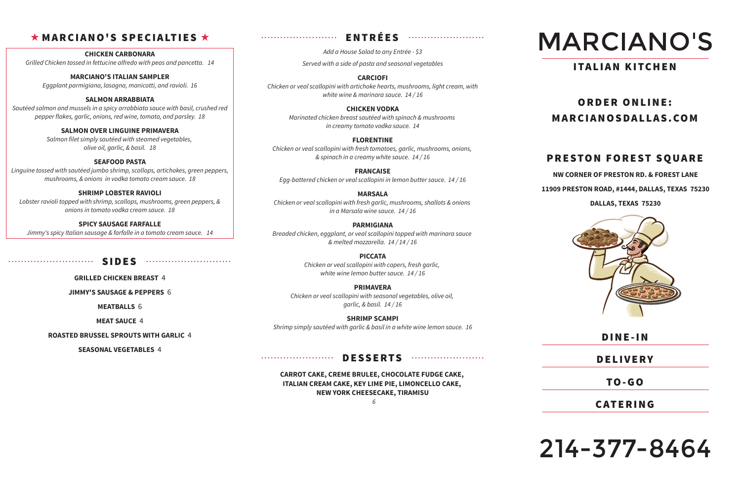## ★ MARCIANO'S SPECIALTIES ★

**CHICKEN CARBONARA**
*Grilled Chicken tossed in fettucine alfredo with peas and pancetta. 14*

**MARCIANO'S ITALIAN SAMPLER**
*Eggplant parmigiana, lasagna, manicotti, and ravioli. 16*

**SALMON ARRABBIATA**
*Sautéed salmon and mussels in a spicy arrabbiata sauce with basil, crushed red pepper flakes, garlic, onions, red wine, tomato, and parsley. 18*

**SALMON OVER LINGUINE PRIMAVERA**
*Salmon filet simply sautéed with steamed vegetables, olive oil, garlic, & basil. 18*

**SEAFOOD PASTA**
*Linguine tossed with sautéed jumbo shrimp, scallops, artichokes, green peppers, mushrooms, & onions in vodka tomato cream sauce. 18*

**SHRIMP LOBSTER RAVIOLI**
*Lobster ravioli topped with shrimp, scallops, mushrooms, green peppers, & onions in tomato vodka cream sauce. 18*

**SPICY SAUSAGE FARFALLE**
*Jimmy's spicy Italian sausage & farfalle in a tomato cream sauce. 14*

## SIDES

**GRILLED CHICKEN BREAST** 4

**JIMMY'S SAUSAGE & PEPPERS** 6

**MEATBALLS** 6

**MEAT SAUCE** 4

**ROASTED BRUSSEL SPROUTS WITH GARLIC** 4

**SEASONAL VEGETABLES** 4

## ENTRÉES

*Add a House Salad to any Entrée - $3*

*Served with a side of pasta and seasonal vegetables*

**CARCIOFI**
*Chicken or veal scallopini with artichoke hearts, mushrooms, light cream, with white wine & marinara sauce. 14 / 16*

**CHICKEN VODKA**
*Marinated chicken breast sautéed with spinach & mushrooms in creamy tomato vodka sauce. 14*

**FLORENTINE**
*Chicken or veal scallopini with fresh tomatoes, garlic, mushrooms, onions, & spinach in a creamy white sauce. 14 / 16*

**FRANCAISE**
*Egg-battered chicken or veal scallopini in lemon butter sauce. 14 / 16*

**MARSALA**
*Chicken or veal scallopini with fresh garlic, mushrooms, shallots & onions in a Marsala wine sauce. 14 / 16*

**PARMIGIANA**
*Breaded chicken, eggplant, or veal scallopini topped with marinara sauce & melted mozzarella. 14 / 14 / 16*

**PICCATA**
*Chicken or veal scallopini with capers, fresh garlic, white wine lemon butter sauce. 14 / 16*

**PRIMAVERA**
*Chicken or veal scallopini with seasonal vegetables, olive oil, garlic, & basil. 14 / 16*

**SHRIMP SCAMPI**
*Shrimp simply sautéed with garlic & basil in a white wine lemon sauce. 16*

## DESSERTS

**CARROT CAKE, CREME BRULEE, CHOCOLATE FUDGE CAKE, ITALIAN CREAM CAKE, KEY LIME PIE, LIMONCELLO CAKE, NEW YORK CHEESECAKE, TIRAMISU**
*6*

# MARCIANO'S

## ITALIAN KITCHEN

## ORDER ONLINE: MARCIANOSDALLAS.COM

## PRESTON FOREST SQUARE

**NW CORNER OF PRESTON RD. & FOREST LANE**

**11909 PRESTON ROAD, #1444, DALLAS, TEXAS 75230**

**DALLAS, TEXAS 75230**

**DINE-IN**

**DELIVERY**

**TO-GO**

**CATERING**

# 214-377-8464